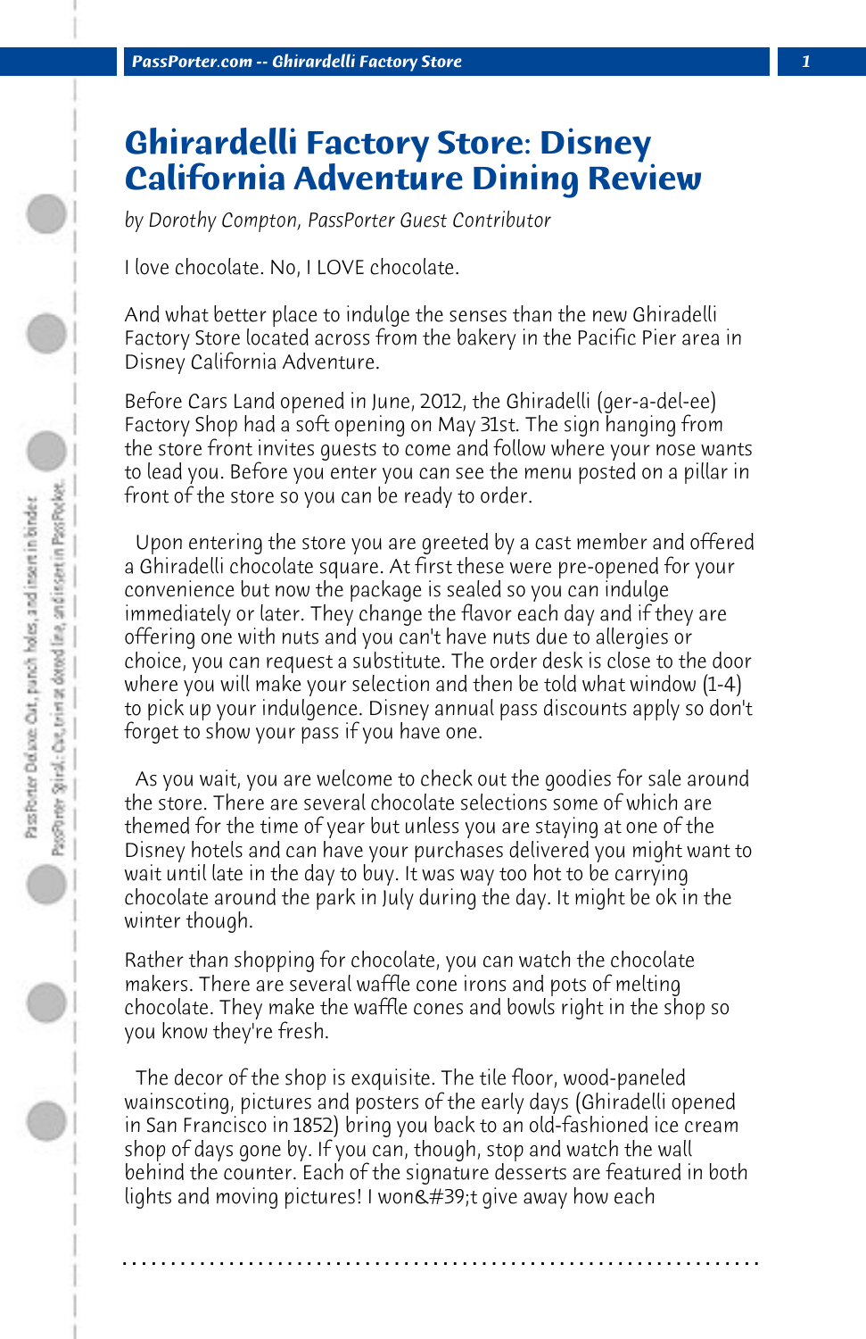# Ghirardelli Factory Store: Disney California Adventure Dining Review

*by Dorothy Compton, PassPorter Guest Contributor*

I love chocolate. No, I LOVE chocolate.

And what better place to indulge the senses than the new Ghiradelli Factory Store located across from the bakery in the Pacific Pier area in Disney California Adventure.

Before Cars Land opened in June, 2012, the Ghiradelli (ger-a-del-ee) Factory Shop had a soft opening on May 31st. The sign hanging from the store front invites guests to come and follow where your nose wants to lead you. Before you enter you can see the menu posted on a pillar in front of the store so you can be ready to order.

Upon entering the store you are greeted by a cast member and offered a Ghiradelli chocolate square. At first these were pre-opened for your convenience but now the package is sealed so you can indulge immediately or later. They change the flavor each day and if they are offering one with nuts and you can't have nuts due to allergies or choice, you can request a substitute. The order desk is close to the door where you will make your selection and then be told what window (1-4) to pick up your indulgence. Disney annual pass discounts apply so don't forget to show your pass if you have one.

As you wait, you are welcome to check out the goodies for sale around the store. There are several chocolate selections some of which are themed for the time of year but unless you are staying at one of the Disney hotels and can have your purchases delivered you might want to wait until late in the day to buy. It was way too hot to be carrying chocolate around the park in July during the day. It might be ok in the winter though.

Rather than shopping for chocolate, you can watch the chocolate makers. There are several waffle cone irons and pots of melting chocolate. They make the waffle cones and bowls right in the shop so you know they're fresh.

The decor of the shop is exquisite. The tile floor, wood-paneled wainscoting, pictures and posters of the early days (Ghiradelli opened in San Francisco in 1852) bring you back to an old-fashioned ice cream shop of days gone by. If you can, though, stop and watch the wall behind the counter. Each of the signature desserts are featured in both lights and moving pictures! I won&#39;t give away how each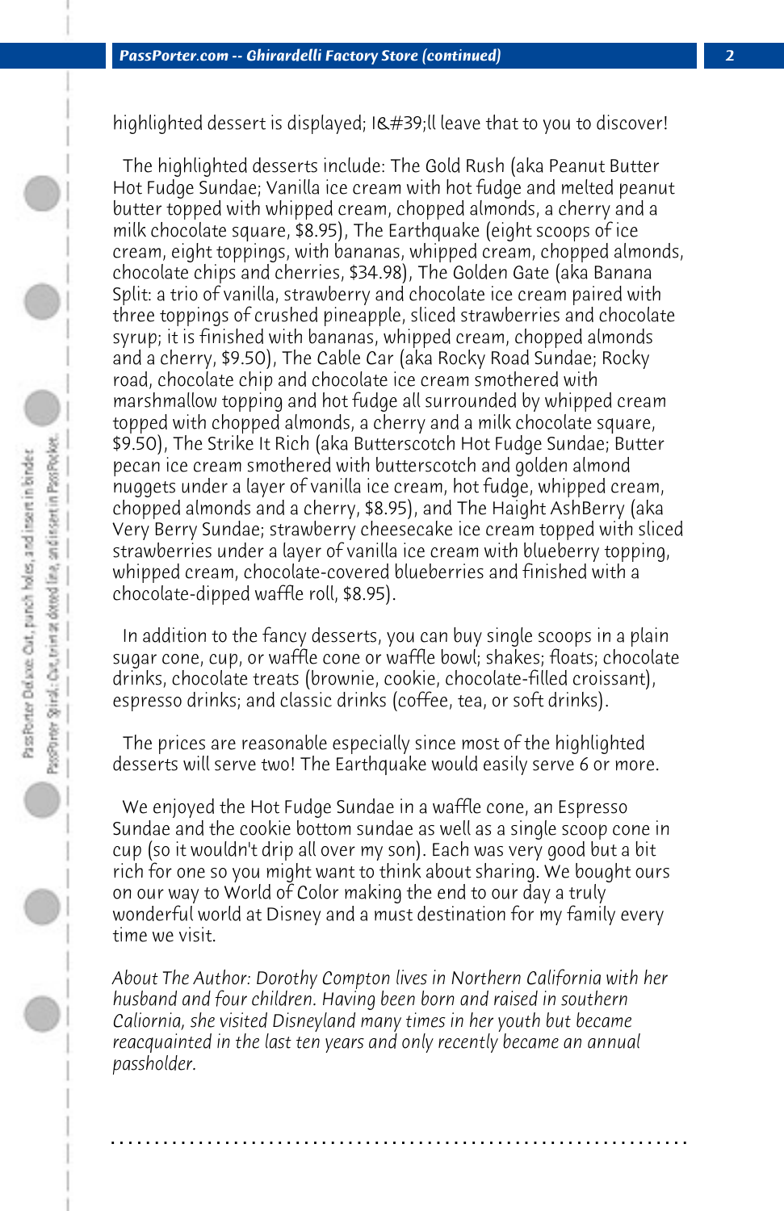highlighted dessert is displayed; I&#39;ll leave that to you to discover!

The highlighted desserts include: The Gold Rush (aka Peanut Butter Hot Fudge Sundae; Vanilla ice cream with hot fudge and melted peanut butter topped with whipped cream, chopped almonds, a cherry and a milk chocolate square, $8.95), The Earthquake (eight scoops of ice cream, eight toppings, with bananas, whipped cream, chopped almonds, chocolate chips and cherries, $34.98), The Golden Gate (aka Banana Split: a trio of vanilla, strawberry and chocolate ice cream paired with three toppings of crushed pineapple, sliced strawberries and chocolate syrup; it is finished with bananas, whipped cream, chopped almonds and a cherry, $9.50), The Cable Car (aka Rocky Road Sundae; Rocky road, chocolate chip and chocolate ice cream smothered with marshmallow topping and hot fudge all surrounded by whipped cream topped with chopped almonds, a cherry and a milk chocolate square, $9.50), The Strike It Rich (aka Butterscotch Hot Fudge Sundae; Butter pecan ice cream smothered with butterscotch and golden almond nuggets under a layer of vanilla ice cream, hot fudge, whipped cream, chopped almonds and a cherry, $8.95), and The Haight AshBerry (aka Very Berry Sundae; strawberry cheesecake ice cream topped with sliced strawberries under a layer of vanilla ice cream with blueberry topping, whipped cream, chocolate-covered blueberries and finished with a chocolate-dipped waffle roll, $8.95).

In addition to the fancy desserts, you can buy single scoops in a plain sugar cone, cup, or waffle cone or waffle bowl; shakes; floats; chocolate drinks, chocolate treats (brownie, cookie, chocolate-filled croissant), espresso drinks; and classic drinks (coffee, tea, or soft drinks).

The prices are reasonable especially since most of the highlighted desserts will serve two! The Earthquake would easily serve 6 or more.

We enjoyed the Hot Fudge Sundae in a waffle cone, an Espresso Sundae and the cookie bottom sundae as well as a single scoop cone in cup (so it wouldn't drip all over my son). Each was very good but a bit rich for one so you might want to think about sharing. We bought ours on our way to World of Color making the end to our day a truly wonderful world at Disney and a must destination for my family every time we visit.

*About The Author: Dorothy Compton lives in Northern California with her husband and four children. Having been born and raised in southern Caliornia, she visited Disneyland many times in her youth but became reacquainted in the last ten years and only recently became an annual passholder.*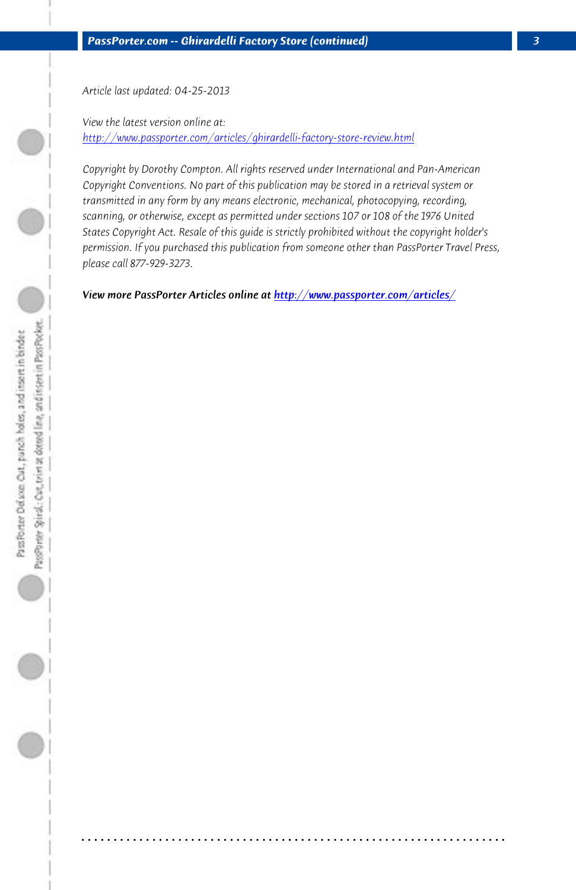*Article last updated: 04-25-2013*

*View the latest version online at:*
*http://www.passporter.com/articles/ghirardelli-factory-store-review.html*

*Copyright by Dorothy Compton. All rights reserved under International and Pan-American Copyright Conventions. No part of this publication may be stored in a retrieval system or transmitted in any form by any means electronic, mechanical, photocopying, recording, scanning, or otherwise, except as permitted under sections 107 or 108 of the 1976 United States Copyright Act. Resale of this guide is strictly prohibited without the copyright holder's permission. If you purchased this publication from someone other than PassPorter Travel Press, please call 877-929-3273.*

***View more PassPorter Articles online at http://www.passporter.com/articles/***